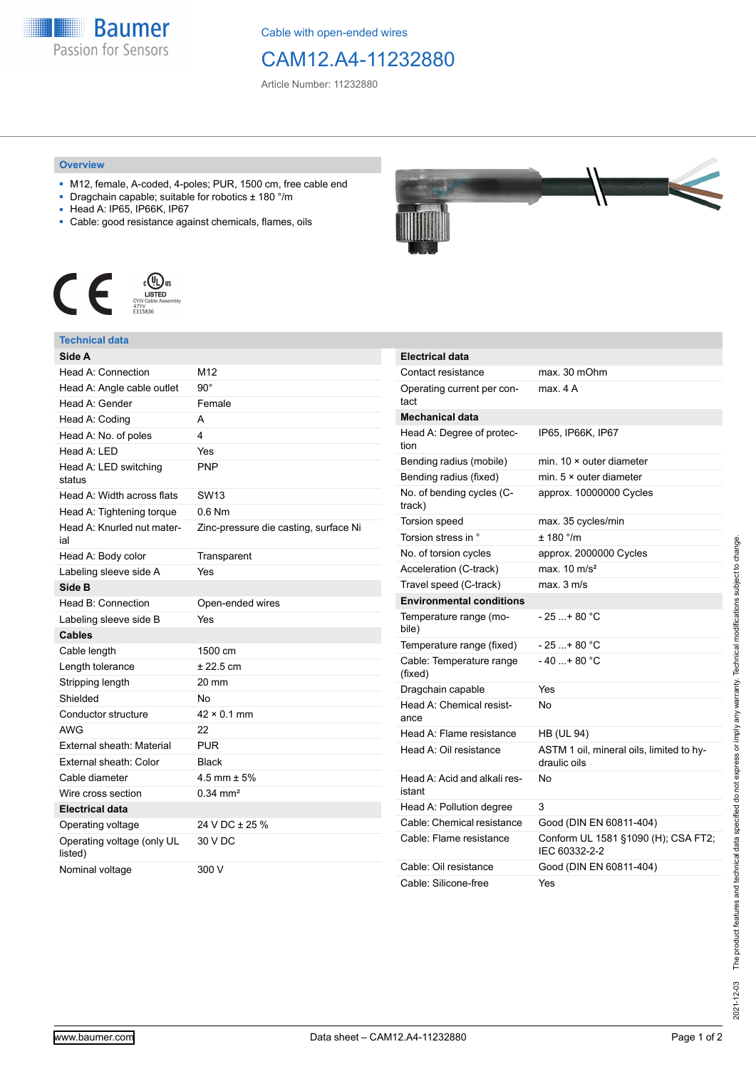Cable with open-ended wires

# CAM12.A4-11232880

Article Number: 11232880

## Overview

- M12, female, A-coded, 4-poles; PUR, 1500 cm, free cable end
- Dragchain capable; suitable for robotics ± 180 °/m
- Head A: IP65, IP66K, IP67
- Cable: good resistance against chemicals, flames, oils

LISTED CYJV Cable Assembly 47YV E315836

## Technical data

| Side A | |
|---|---|
| Head A: Connection | M12 |
| Head A: Angle cable outlet | 90° |
| Head A: Gender | Female |
| Head A: Coding | A |
| Head A: No. of poles | 4 |
| Head A: LED | Yes |
| Head A: LED switching status | PNP |
| Head A: Width across flats | SW13 |
| Head A: Tightening torque | 0.6 Nm |
| Head A: Knurled nut material | Zinc-pressure die casting, surface Ni |
| Head A: Body color | Transparent |
| Labeling sleeve side A | Yes |
| **Side B** | |
| Head B: Connection | Open-ended wires |
| Labeling sleeve side B | Yes |
| **Cables** | |
| Cable length | 1500 cm |
| Length tolerance | ± 22.5 cm |
| Stripping length | 20 mm |
| Shielded | No |
| Conductor structure | 42 × 0.1 mm |
| AWG | 22 |
| External sheath: Material | PUR |
| External sheath: Color | Black |
| Cable diameter | 4.5 mm ± 5% |
| Wire cross section | 0.34 mm² |
| **Electrical data** | |
| Operating voltage | 24 V DC ± 25 % |
| Operating voltage (only UL listed) | 30 V DC |
| Nominal voltage | 300 V |

| Electrical data | |
|---|---|
| Contact resistance | max. 30 mOhm |
| Operating current per contact | max. 4 A |
| **Mechanical data** | |
| Head A: Degree of protection | IP65, IP66K, IP67 |
| Bending radius (mobile) | min. 10 × outer diameter |
| Bending radius (fixed) | min. 5 × outer diameter |
| No. of bending cycles (C-track) | approx. 10000000 Cycles |
| Torsion speed | max. 35 cycles/min |
| Torsion stress in ° | ± 180 °/m |
| No. of torsion cycles | approx. 2000000 Cycles |
| Acceleration (C-track) | max. 10 m/s² |
| Travel speed (C-track) | max. 3 m/s |
| **Environmental conditions** | |
| Temperature range (mobile) | - 25 ...+ 80 °C |
| Temperature range (fixed) | - 25 ...+ 80 °C |
| Cable: Temperature range (fixed) | - 40 ...+ 80 °C |
| Dragchain capable | Yes |
| Head A: Chemical resistance | No |
| Head A: Flame resistance | HB (UL 94) |
| Head A: Oil resistance | ASTM 1 oil, mineral oils, limited to hydraulic oils |
| Head A: Acid and alkali resistant | No |
| Head A: Pollution degree | 3 |
| Cable: Chemical resistance | Good (DIN EN 60811-404) |
| Cable: Flame resistance | Conform UL 1581 §1090 (H); CSA FT2; IEC 60332-2-2 |
| Cable: Oil resistance | Good (DIN EN 60811-404) |
| Cable: Silicone-free | Yes |

2021-12-03 The product features and technical data specified do not express or imply any warranty. Technical modifications subject to change.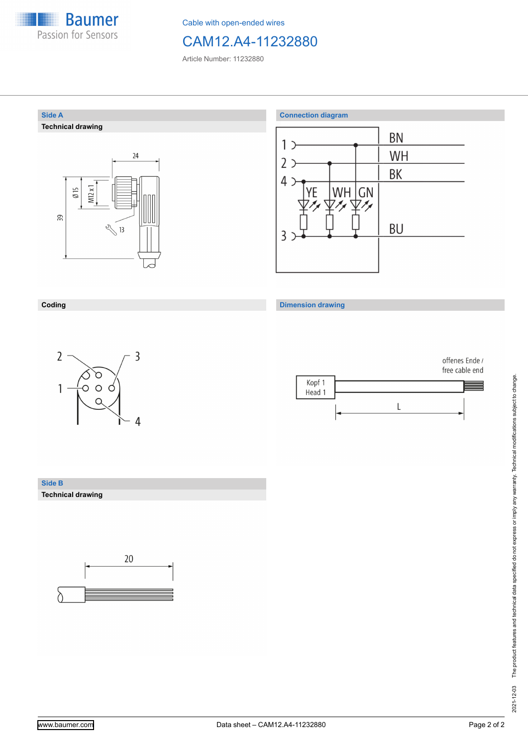Cable with open-ended wires

# CAM12.A4-11232880

Article Number: 11232880

## Side A

### Technical drawing

24

39

Ø 15

M12 x 1

13

## Connection diagram

1

2

4

3

BN

WH

BK

BU

YE

WH

GN

### Coding

2

3

1

4

## Dimension drawing

Kopf 1
Head 1

offenes Ende / free cable end

L

## Side B

### Technical drawing

20

The product features and technical data specified do not express or imply any warranty. Technical modifications subject to change.

2021-12-03

www.baumer.com

Data sheet – CAM12.A4-11232880